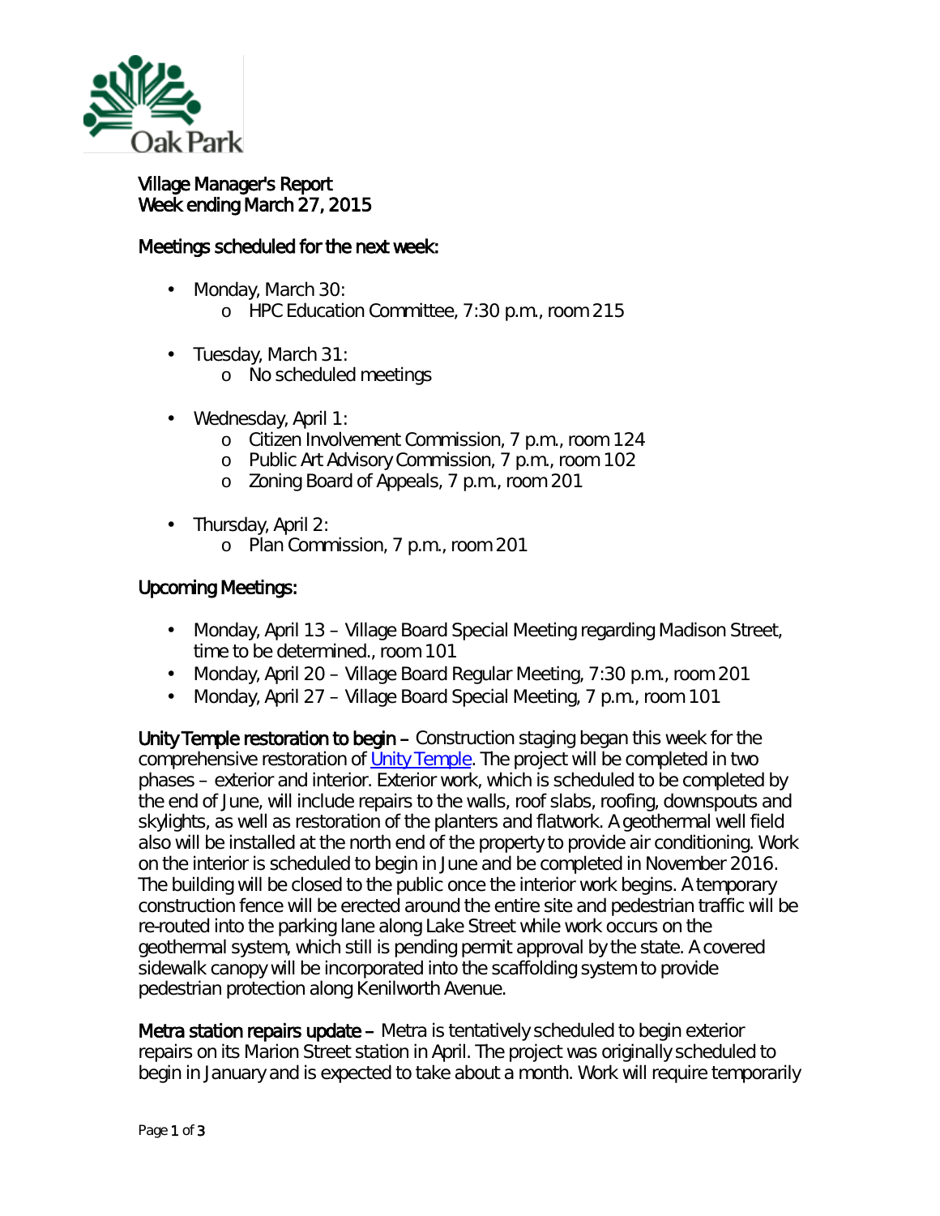Village Manager's Report
Week ending March 27, 2015

## Meetings scheduled for the next week:

- Monday, March 30:
  - HPC Education Committee, 7:30 p.m., room 215
- Tuesday, March 31:
  - No scheduled meetings
- Wednesday, April 1:
  - Citizen Involvement Commission, 7 p.m., room 124
  - Public Art Advisory Commission, 7 p.m., room 102
  - Zoning Board of Appeals, 7 p.m., room 201
- Thursday, April 2:
  - Plan Commission, 7 p.m., room 201

## Upcoming Meetings:

- Monday, April 13 – Village Board Special Meeting regarding Madison Street, time to be determined., room 101
- Monday, April 20 – Village Board Regular Meeting, 7:30 p.m., room 201
- Monday, April 27 – Village Board Special Meeting, 7 p.m., room 101

**Unity Temple restoration to begin –** Construction staging began this week for the comprehensive restoration of [Unity Temple](). The project will be completed in two phases – exterior and interior. Exterior work, which is scheduled to be completed by the end of June, will include repairs to the walls, roof slabs, roofing, downspouts and skylights, as well as restoration of the planters and flatwork. A geothermal well field also will be installed at the north end of the property to provide air conditioning. Work on the interior is scheduled to begin in June and be completed in November 2016. The building will be closed to the public once the interior work begins. A temporary construction fence will be erected around the entire site and pedestrian traffic will be re-routed into the parking lane along Lake Street while work occurs on the geothermal system, which still is pending permit approval by the state. A covered sidewalk canopy will be incorporated into the scaffolding system to provide pedestrian protection along Kenilworth Avenue.

**Metra station repairs update –** Metra is tentatively scheduled to begin exterior repairs on its Marion Street station in April. The project was originally scheduled to begin in January and is expected to take about a month. Work will require temporarily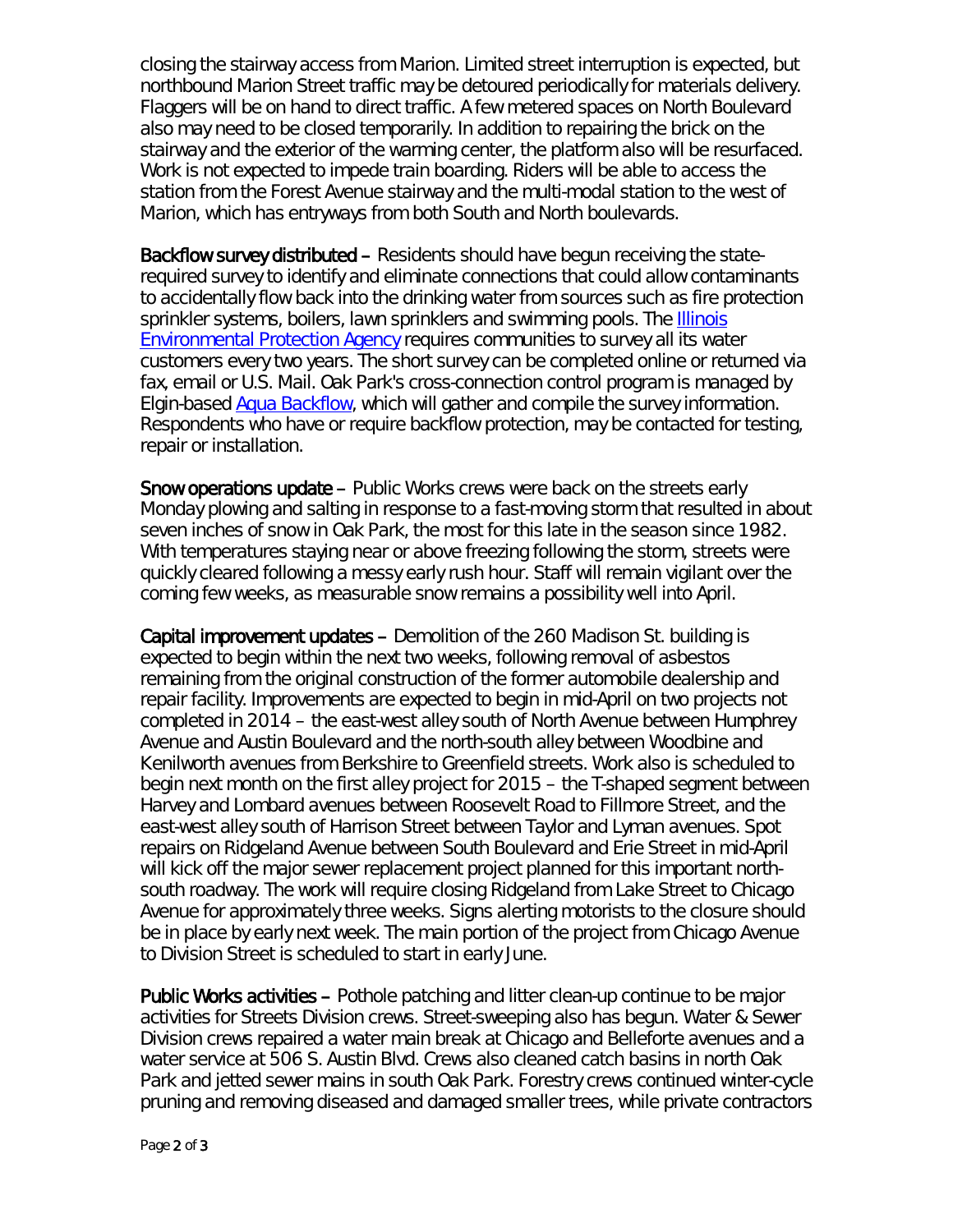closing the stairway access from Marion. Limited street interruption is expected, but northbound Marion Street traffic may be detoured periodically for materials delivery. Flaggers will be on hand to direct traffic. A few metered spaces on North Boulevard also may need to be closed temporarily. In addition to repairing the brick on the stairway and the exterior of the warming center, the platform also will be resurfaced. Work is not expected to impede train boarding. Riders will be able to access the station from the Forest Avenue stairway and the multi-modal station to the west of Marion, which has entryways from both South and North boulevards.

**Backflow survey distributed** – Residents should have begun receiving the state-required survey to identify and eliminate connections that could allow contaminants to accidentally flow back into the drinking water from sources such as fire protection sprinkler systems, boilers, lawn sprinklers and swimming pools. The Illinois Environmental Protection Agency requires communities to survey all its water customers every two years. The short survey can be completed online or returned via fax, email or U.S. Mail. Oak Park's cross-connection control program is managed by Elgin-based Aqua Backflow, which will gather and compile the survey information. Respondents who have or require backflow protection, may be contacted for testing, repair or installation.

**Snow operations update** – Public Works crews were back on the streets early Monday plowing and salting in response to a fast-moving storm that resulted in about seven inches of snow in Oak Park, the most for this late in the season since 1982. With temperatures staying near or above freezing following the storm, streets were quickly cleared following a messy early rush hour. Staff will remain vigilant over the coming few weeks, as measurable snow remains a possibility well into April.

**Capital improvement updates** – Demolition of the 260 Madison St. building is expected to begin within the next two weeks, following removal of asbestos remaining from the original construction of the former automobile dealership and repair facility. Improvements are expected to begin in mid-April on two projects not completed in 2014 – the east-west alley south of North Avenue between Humphrey Avenue and Austin Boulevard and the north-south alley between Woodbine and Kenilworth avenues from Berkshire to Greenfield streets. Work also is scheduled to begin next month on the first alley project for 2015 – the T-shaped segment between Harvey and Lombard avenues between Roosevelt Road to Fillmore Street, and the east-west alley south of Harrison Street between Taylor and Lyman avenues. Spot repairs on Ridgeland Avenue between South Boulevard and Erie Street in mid-April will kick off the major sewer replacement project planned for this important north-south roadway. The work will require closing Ridgeland from Lake Street to Chicago Avenue for approximately three weeks. Signs alerting motorists to the closure should be in place by early next week. The main portion of the project from Chicago Avenue to Division Street is scheduled to start in early June.

**Public Works activities** – Pothole patching and litter clean-up continue to be major activities for Streets Division crews. Street-sweeping also has begun. Water & Sewer Division crews repaired a water main break at Chicago and Belleforte avenues and a water service at 506 S. Austin Blvd. Crews also cleaned catch basins in north Oak Park and jetted sewer mains in south Oak Park. Forestry crews continued winter-cycle pruning and removing diseased and damaged smaller trees, while private contractors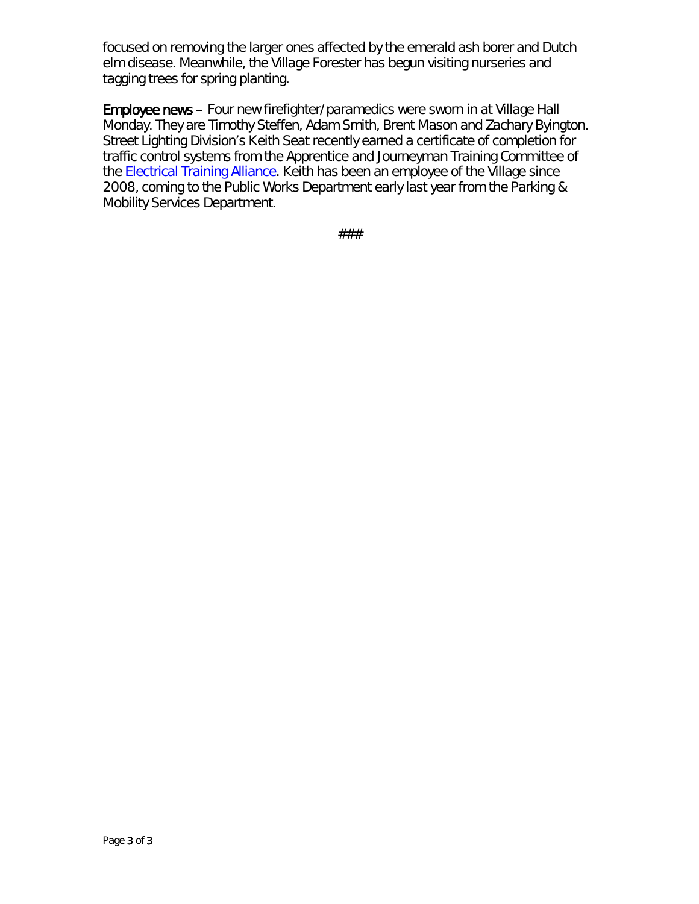focused on removing the larger ones affected by the emerald ash borer and Dutch elm disease. Meanwhile, the Village Forester has begun visiting nurseries and tagging trees for spring planting.

**Employee news** – Four new firefighter/paramedics were sworn in at Village Hall Monday. They are Timothy Steffen, Adam Smith, Brent Mason and Zachary Byington. Street Lighting Division's Keith Seat recently earned a certificate of completion for traffic control systems from the Apprentice and Journeyman Training Committee of the Electrical Training Alliance. Keith has been an employee of the Village since 2008, coming to the Public Works Department early last year from the Parking & Mobility Services Department.

###